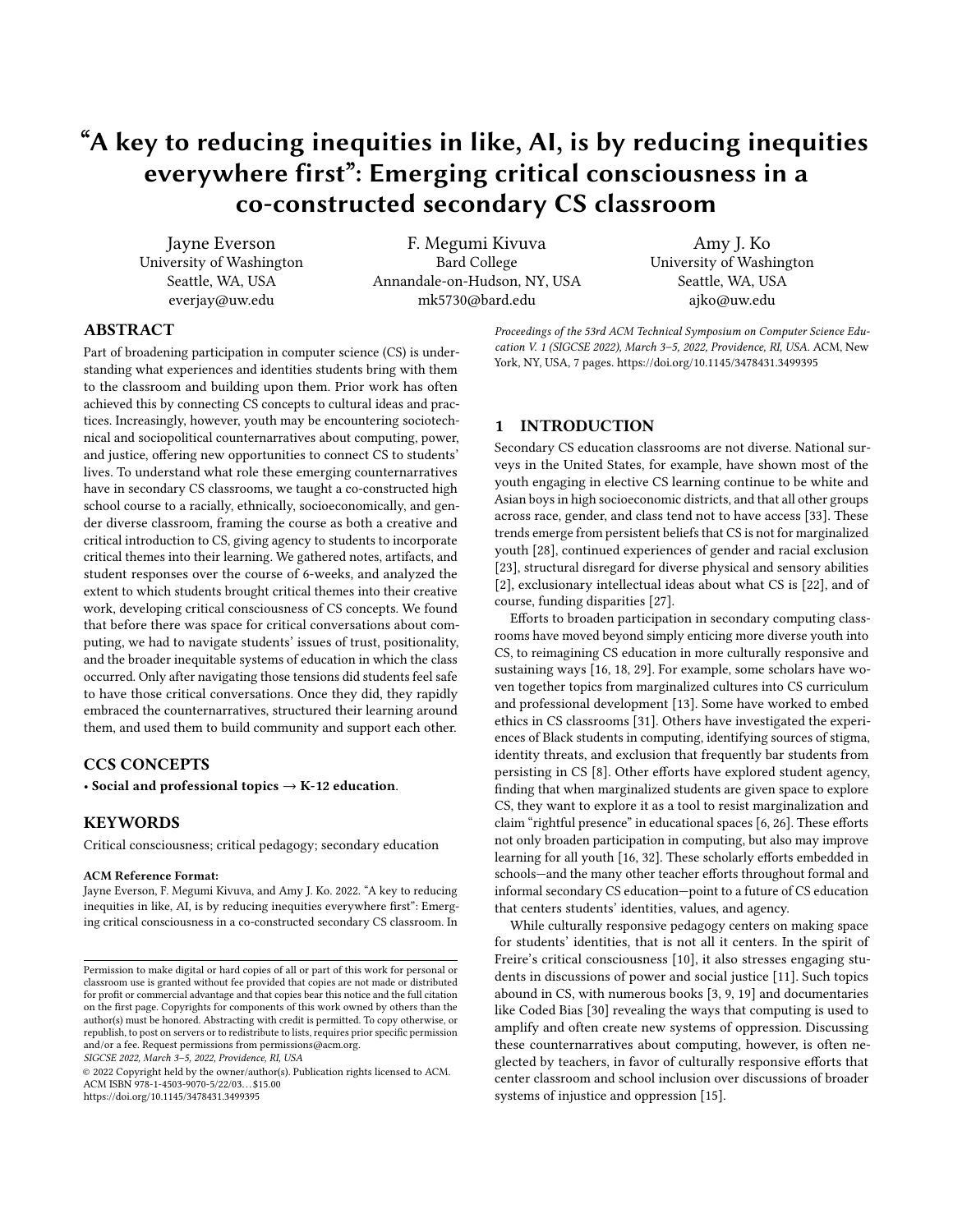# "A key to reducing inequities in like, AI, is by reducing inequities everywhere first": Emerging critical consciousness in a co-constructed secondary CS classroom

Jayne Everson
University of Washington
Seattle, WA, USA
everjay@uw.edu

F. Megumi Kivuva
Bard College
Annandale-on-Hudson, NY, USA
mk5730@bard.edu

Amy J. Ko
University of Washington
Seattle, WA, USA
ajko@uw.edu

## ABSTRACT

Part of broadening participation in computer science (CS) is understanding what experiences and identities students bring with them to the classroom and building upon them. Prior work has often achieved this by connecting CS concepts to cultural ideas and practices. Increasingly, however, youth may be encountering sociotechnical and sociopolitical counternarratives about computing, power, and justice, offering new opportunities to connect CS to students' lives. To understand what role these emerging counternarratives have in secondary CS classrooms, we taught a co-constructed high school course to a racially, ethnically, socioeconomically, and gender diverse classroom, framing the course as both a creative and critical introduction to CS, giving agency to students to incorporate critical themes into their learning. We gathered notes, artifacts, and student responses over the course of 6-weeks, and analyzed the extent to which students brought critical themes into their creative work, developing critical consciousness of CS concepts. We found that before there was space for critical conversations about computing, we had to navigate students' issues of trust, positionality, and the broader inequitable systems of education in which the class occurred. Only after navigating those tensions did students feel safe to have those critical conversations. Once they did, they rapidly embraced the counternarratives, structured their learning around them, and used them to build community and support each other.

## CCS CONCEPTS

• **Social and professional topics → K-12 education.**

## KEYWORDS

Critical consciousness; critical pedagogy; secondary education

**ACM Reference Format:**
Jayne Everson, F. Megumi Kivuva, and Amy J. Ko. 2022. "A key to reducing inequities in like, AI, is by reducing inequities everywhere first": Emerging critical consciousness in a co-constructed secondary CS classroom. In *Proceedings of the 53rd ACM Technical Symposium on Computer Science Education V. 1 (SIGCSE 2022), March 3–5, 2022, Providence, RI, USA.* ACM, New York, NY, USA, 7 pages. https://doi.org/10.1145/3478431.3499395

Permission to make digital or hard copies of all or part of this work for personal or classroom use is granted without fee provided that copies are not made or distributed for profit or commercial advantage and that copies bear this notice and the full citation on the first page. Copyrights for components of this work owned by others than the author(s) must be honored. Abstracting with credit is permitted. To copy otherwise, or republish, to post on servers or to redistribute to lists, requires prior specific permission and/or a fee. Request permissions from permissions@acm.org.
*SIGCSE 2022, March 3–5, 2022, Providence, RI, USA*
© 2022 Copyright held by the owner/author(s). Publication rights licensed to ACM.
ACM ISBN 978-1-4503-9070-5/22/03…$15.00
https://doi.org/10.1145/3478431.3499395

## 1 INTRODUCTION

Secondary CS education classrooms are not diverse. National surveys in the United States, for example, have shown most of the youth engaging in elective CS learning continue to be white and Asian boys in high socioeconomic districts, and that all other groups across race, gender, and class tend not to have access [33]. These trends emerge from persistent beliefs that CS is not for marginalized youth [28], continued experiences of gender and racial exclusion [23], structural disregard for diverse physical and sensory abilities [2], exclusionary intellectual ideas about what CS is [22], and of course, funding disparities [27].

Efforts to broaden participation in secondary computing classrooms have moved beyond simply enticing more diverse youth into CS, to reimagining CS education in more culturally responsive and sustaining ways [16, 18, 29]. For example, some scholars have woven together topics from marginalized cultures into CS curriculum and professional development [13]. Some have worked to embed ethics in CS classrooms [31]. Others have investigated the experiences of Black students in computing, identifying sources of stigma, identity threats, and exclusion that frequently bar students from persisting in CS [8]. Other efforts have explored student agency, finding that when marginalized students are given space to explore CS, they want to explore it as a tool to resist marginalization and claim "rightful presence" in educational spaces [6, 26]. These efforts not only broaden participation in computing, but also may improve learning for all youth [16, 32]. These scholarly efforts embedded in schools—and the many other teacher efforts throughout formal and informal secondary CS education—point to a future of CS education that centers students' identities, values, and agency.

While culturally responsive pedagogy centers on making space for students' identities, that is not all it centers. In the spirit of Freire's critical consciousness [10], it also stresses engaging students in discussions of power and social justice [11]. Such topics abound in CS, with numerous books [3, 9, 19] and documentaries like Coded Bias [30] revealing the ways that computing is used to amplify and often create new systems of oppression. Discussing these counternarratives about computing, however, is often neglected by teachers, in favor of culturally responsive efforts that center classroom and school inclusion over discussions of broader systems of injustice and oppression [15].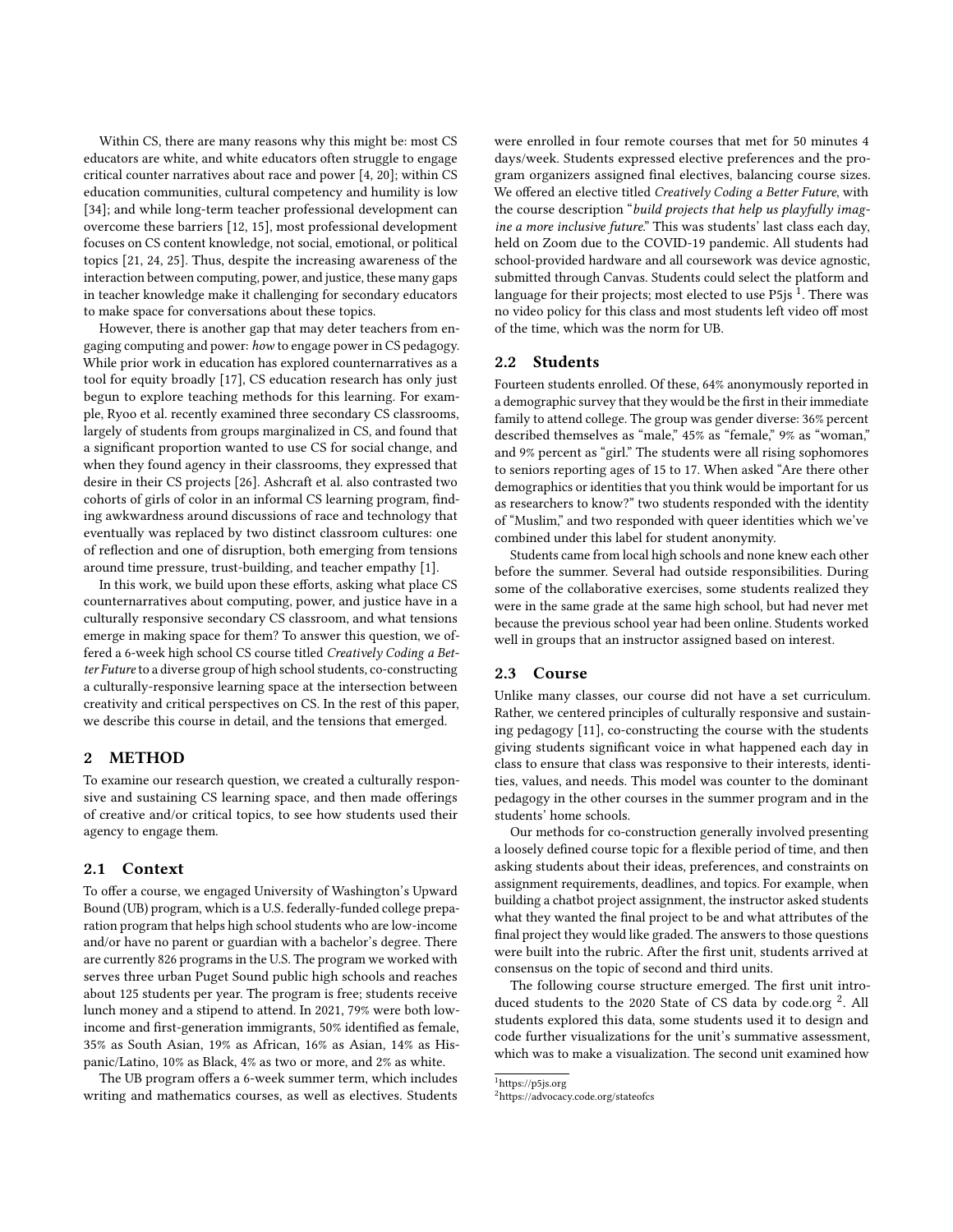Within CS, there are many reasons why this might be: most CS educators are white, and white educators often struggle to engage critical counter narratives about race and power [4, 20]; within CS education communities, cultural competency and humility is low [34]; and while long-term teacher professional development can overcome these barriers [12, 15], most professional development focuses on CS content knowledge, not social, emotional, or political topics [21, 24, 25]. Thus, despite the increasing awareness of the interaction between computing, power, and justice, these many gaps in teacher knowledge make it challenging for secondary educators to make space for conversations about these topics.

However, there is another gap that may deter teachers from engaging computing and power: *how* to engage power in CS pedagogy. While prior work in education has explored counternarratives as a tool for equity broadly [17], CS education research has only just begun to explore teaching methods for this learning. For example, Ryoo et al. recently examined three secondary CS classrooms, largely of students from groups marginalized in CS, and found that a significant proportion wanted to use CS for social change, and when they found agency in their classrooms, they expressed that desire in their CS projects [26]. Ashcraft et al. also contrasted two cohorts of girls of color in an informal CS learning program, finding awkwardness around discussions of race and technology that eventually was replaced by two distinct classroom cultures: one of reflection and one of disruption, both emerging from tensions around time pressure, trust-building, and teacher empathy [1].

In this work, we build upon these efforts, asking what place CS counternarratives about computing, power, and justice have in a culturally responsive secondary CS classroom, and what tensions emerge in making space for them? To answer this question, we offered a 6-week high school CS course titled *Creatively Coding a Better Future* to a diverse group of high school students, co-constructing a culturally-responsive learning space at the intersection between creativity and critical perspectives on CS. In the rest of this paper, we describe this course in detail, and the tensions that emerged.

## 2 METHOD

To examine our research question, we created a culturally responsive and sustaining CS learning space, and then made offerings of creative and/or critical topics, to see how students used their agency to engage them.

### 2.1 Context

To offer a course, we engaged University of Washington's Upward Bound (UB) program, which is a U.S. federally-funded college preparation program that helps high school students who are low-income and/or have no parent or guardian with a bachelor's degree. There are currently 826 programs in the U.S. The program we worked with serves three urban Puget Sound public high schools and reaches about 125 students per year. The program is free; students receive lunch money and a stipend to attend. In 2021, 79% were both low-income and first-generation immigrants, 50% identified as female, 35% as South Asian, 19% as African, 16% as Asian, 14% as Hispanic/Latino, 10% as Black, 4% as two or more, and 2% as white.

The UB program offers a 6-week summer term, which includes writing and mathematics courses, as well as electives. Students were enrolled in four remote courses that met for 50 minutes 4 days/week. Students expressed elective preferences and the program organizers assigned final electives, balancing course sizes. We offered an elective titled *Creatively Coding a Better Future*, with the course description "*build projects that help us playfully imagine a more inclusive future.*" This was students' last class each day, held on Zoom due to the COVID-19 pandemic. All students had school-provided hardware and all coursework was device agnostic, submitted through Canvas. Students could select the platform and language for their projects; most elected to use P5js [1]. There was no video policy for this class and most students left video off most of the time, which was the norm for UB.

### 2.2 Students

Fourteen students enrolled. Of these, 64% anonymously reported in a demographic survey that they would be the first in their immediate family to attend college. The group was gender diverse: 36% percent described themselves as "male," 45% as "female," 9% as "woman," and 9% percent as "girl." The students were all rising sophomores to seniors reporting ages of 15 to 17. When asked "Are there other demographics or identities that you think would be important for us as researchers to know?" two students responded with the identity of "Muslim," and two responded with queer identities which we've combined under this label for student anonymity.

Students came from local high schools and none knew each other before the summer. Several had outside responsibilities. During some of the collaborative exercises, some students realized they were in the same grade at the same high school, but had never met because the previous school year had been online. Students worked well in groups that an instructor assigned based on interest.

### 2.3 Course

Unlike many classes, our course did not have a set curriculum. Rather, we centered principles of culturally responsive and sustaining pedagogy [11], co-constructing the course with the students giving students significant voice in what happened each day in class to ensure that class was responsive to their interests, identities, values, and needs. This model was counter to the dominant pedagogy in the other courses in the summer program and in the students' home schools.

Our methods for co-construction generally involved presenting a loosely defined course topic for a flexible period of time, and then asking students about their ideas, preferences, and constraints on assignment requirements, deadlines, and topics. For example, when building a chatbot project assignment, the instructor asked students what they wanted the final project to be and what attributes of the final project they would like graded. The answers to those questions were built into the rubric. After the first unit, students arrived at consensus on the topic of second and third units.

The following course structure emerged. The first unit introduced students to the 2020 State of CS data by code.org [2]. All students explored this data, some students used it to design and code further visualizations for the unit's summative assessment, which was to make a visualization. The second unit examined how

[1] https://p5js.org

[2] https://advocacy.code.org/stateofcs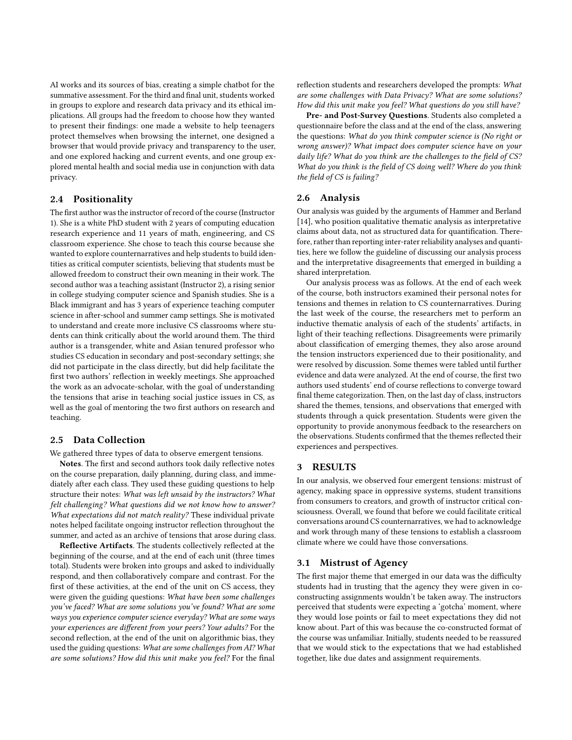AI works and its sources of bias, creating a simple chatbot for the summative assessment. For the third and final unit, students worked in groups to explore and research data privacy and its ethical implications. All groups had the freedom to choose how they wanted to present their findings: one made a website to help teenagers protect themselves when browsing the internet, one designed a browser that would provide privacy and transparency to the user, and one explored hacking and current events, and one group explored mental health and social media use in conjunction with data privacy.

### 2.4 Positionality

The first author was the instructor of record of the course (Instructor 1). She is a white PhD student with 2 years of computing education research experience and 11 years of math, engineering, and CS classroom experience. She chose to teach this course because she wanted to explore counternarratives and help students to build identities as critical computer scientists, believing that students must be allowed freedom to construct their own meaning in their work. The second author was a teaching assistant (Instructor 2), a rising senior in college studying computer science and Spanish studies. She is a Black immigrant and has 3 years of experience teaching computer science in after-school and summer camp settings. She is motivated to understand and create more inclusive CS classrooms where students can think critically about the world around them. The third author is a transgender, white and Asian tenured professor who studies CS education in secondary and post-secondary settings; she did not participate in the class directly, but did help facilitate the first two authors' reflection in weekly meetings. She approached the work as an advocate-scholar, with the goal of understanding the tensions that arise in teaching social justice issues in CS, as well as the goal of mentoring the two first authors on research and teaching.

### 2.5 Data Collection

We gathered three types of data to observe emergent tensions.

**Notes**. The first and second authors took daily reflective notes on the course preparation, daily planning, during class, and immediately after each class. They used these guiding questions to help structure their notes: *What was left unsaid by the instructors? What felt challenging? What questions did we not know how to answer? What expectations did not match reality?* These individual private notes helped facilitate ongoing instructor reflection throughout the summer, and acted as an archive of tensions that arose during class.

**Reflective Artifacts**. The students collectively reflected at the beginning of the course, and at the end of each unit (three times total). Students were broken into groups and asked to individually respond, and then collaboratively compare and contrast. For the first of these activities, at the end of the unit on CS access, they were given the guiding questions: *What have been some challenges you've faced? What are some solutions you've found? What are some ways you experience computer science everyday? What are some ways your experiences are different from your peers? Your adults?* For the second reflection, at the end of the unit on algorithmic bias, they used the guiding questions: *What are some challenges from AI? What are some solutions? How did this unit make you feel?* For the final reflection students and researchers developed the prompts: *What are some challenges with Data Privacy? What are some solutions? How did this unit make you feel? What questions do you still have?*

**Pre- and Post-Survey Questions**. Students also completed a questionnaire before the class and at the end of the class, answering the questions: *What do you think computer science is (No right or wrong answer)? What impact does computer science have on your daily life? What do you think are the challenges to the field of CS? What do you think is the field of CS doing well? Where do you think the field of CS is failing?*

### 2.6 Analysis

Our analysis was guided by the arguments of Hammer and Berland [14], who position qualitative thematic analysis as interpretative claims about data, not as structured data for quantification. Therefore, rather than reporting inter-rater reliability analyses and quantities, here we follow the guideline of discussing our analysis process and the interpretative disagreements that emerged in building a shared interpretation.

Our analysis process was as follows. At the end of each week of the course, both instructors examined their personal notes for tensions and themes in relation to CS counternarratives. During the last week of the course, the researchers met to perform an inductive thematic analysis of each of the students' artifacts, in light of their teaching reflections. Disagreements were primarily about classification of emerging themes, they also arose around the tension instructors experienced due to their positionality, and were resolved by discussion. Some themes were tabled until further evidence and data were analyzed. At the end of course, the first two authors used students' end of course reflections to converge toward final theme categorization. Then, on the last day of class, instructors shared the themes, tensions, and observations that emerged with students through a quick presentation. Students were given the opportunity to provide anonymous feedback to the researchers on the observations. Students confirmed that the themes reflected their experiences and perspectives.

## 3 RESULTS

In our analysis, we observed four emergent tensions: mistrust of agency, making space in oppressive systems, student transitions from consumers to creators, and growth of instructor critical consciousness. Overall, we found that before we could facilitate critical conversations around CS counternarratives, we had to acknowledge and work through many of these tensions to establish a classroom climate where we could have those conversations.

### 3.1 Mistrust of Agency

The first major theme that emerged in our data was the difficulty students had in trusting that the agency they were given in co-constructing assignments wouldn't be taken away. The instructors perceived that students were expecting a 'gotcha' moment, where they would lose points or fail to meet expectations they did not know about. Part of this was because the co-constructed format of the course was unfamiliar. Initially, students needed to be reassured that we would stick to the expectations that we had established together, like due dates and assignment requirements.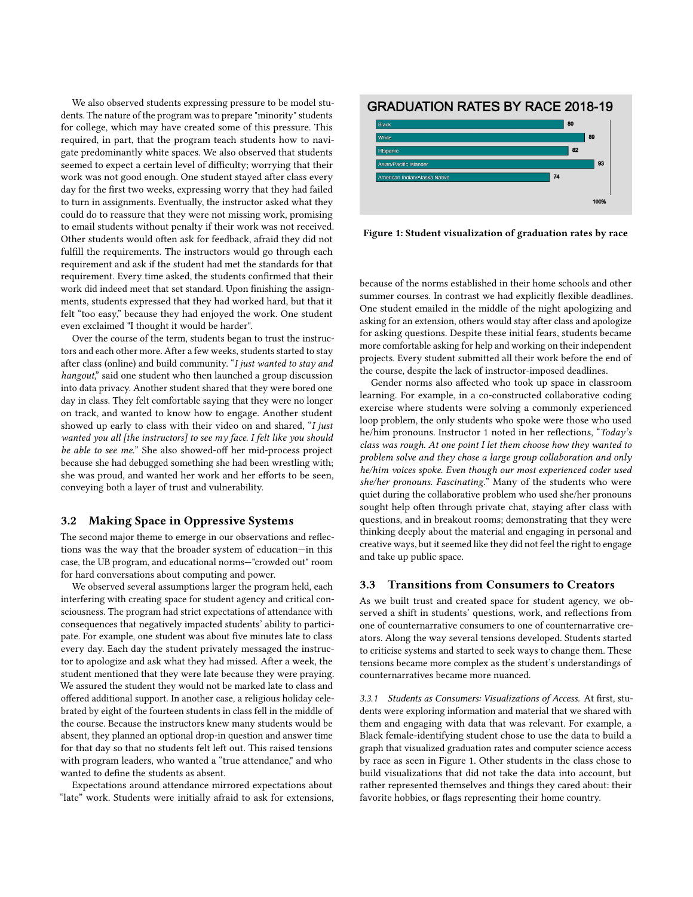We also observed students expressing pressure to be model students. The nature of the program was to prepare "minority" students for college, which may have created some of this pressure. This required, in part, that the program teach students how to navigate predominantly white spaces. We also observed that students seemed to expect a certain level of difficulty; worrying that their work was not good enough. One student stayed after class every day for the first two weeks, expressing worry that they had failed to turn in assignments. Eventually, the instructor asked what they could do to reassure that they were not missing work, promising to email students without penalty if their work was not received. Other students would often ask for feedback, afraid they did not fulfill the requirements. The instructors would go through each requirement and ask if the student had met the standards for that requirement. Every time asked, the students confirmed that their work did indeed meet that set standard. Upon finishing the assignments, students expressed that they had worked hard, but that it felt "too easy," because they had enjoyed the work. One student even exclaimed "I thought it would be harder".

Over the course of the term, students began to trust the instructors and each other more. After a few weeks, students started to stay after class (online) and build community. "*I just wanted to stay and hangout*," said one student who then launched a group discussion into data privacy. Another student shared that they were bored one day in class. They felt comfortable saying that they were no longer on track, and wanted to know how to engage. Another student showed up early to class with their video on and shared, "*I just wanted you all [the instructors] to see my face. I felt like you should be able to see me.*" She also showed-off her mid-process project because she had debugged something she had been wrestling with; she was proud, and wanted her work and her efforts to be seen, conveying both a layer of trust and vulnerability.

## 3.2 Making Space in Oppressive Systems

The second major theme to emerge in our observations and reflections was the way that the broader system of education—in this case, the UB program, and educational norms—"crowded out" room for hard conversations about computing and power.

We observed several assumptions larger the program held, each interfering with creating space for student agency and critical consciousness. The program had strict expectations of attendance with consequences that negatively impacted students' ability to participate. For example, one student was about five minutes late to class every day. Each day the student privately messaged the instructor to apologize and ask what they had missed. After a week, the student mentioned that they were late because they were praying. We assured the student they would not be marked late to class and offered additional support. In another case, a religious holiday celebrated by eight of the fourteen students in class fell in the middle of the course. Because the instructors knew many students would be absent, they planned an optional drop-in question and answer time for that day so that no students felt left out. This raised tensions with program leaders, who wanted a "true attendance," and who wanted to define the students as absent.

Expectations around attendance mirrored expectations about "late" work. Students were initially afraid to ask for extensions, because of the norms established in their home schools and other summer courses. In contrast we had explicitly flexible deadlines. One student emailed in the middle of the night apologizing and asking for an extension, others would stay after class and apologize for asking questions. Despite these initial fears, students became more comfortable asking for help and working on their independent projects. Every student submitted all their work before the end of the course, despite the lack of instructor-imposed deadlines.

Gender norms also affected who took up space in classroom learning. For example, in a co-constructed collaborative coding exercise where students were solving a commonly experienced loop problem, the only students who spoke were those who used he/him pronouns. Instructor 1 noted in her reflections, "*Today's class was rough. At one point I let them choose how they wanted to problem solve and they chose a large group collaboration and only he/him voices spoke. Even though our most experienced coder used she/her pronouns. Fascinating.*" Many of the students who were quiet during the collaborative problem who used she/her pronouns sought help often through private chat, staying after class with questions, and in breakout rooms; demonstrating that they were thinking deeply about the material and engaging in personal and creative ways, but it seemed like they did not feel the right to engage and take up public space.

**Figure 1: Student visualization of graduation rates by race**

## 3.3 Transitions from Consumers to Creators

As we built trust and created space for student agency, we observed a shift in students' questions, work, and reflections from one of counternarrative consumers to one of counternarrative creators. Along the way several tensions developed. Students started to criticise systems and started to seek ways to change them. These tensions became more complex as the student's understandings of counternarratives became more nuanced.

*3.3.1 Students as Consumers: Visualizations of Access.* At first, students were exploring information and material that we shared with them and engaging with data that was relevant. For example, a Black female-identifying student chose to use the data to build a graph that visualized graduation rates and computer science access by race as seen in Figure 1. Other students in the class chose to build visualizations that did not take the data into account, but rather represented themselves and things they cared about: their favorite hobbies, or flags representing their home country.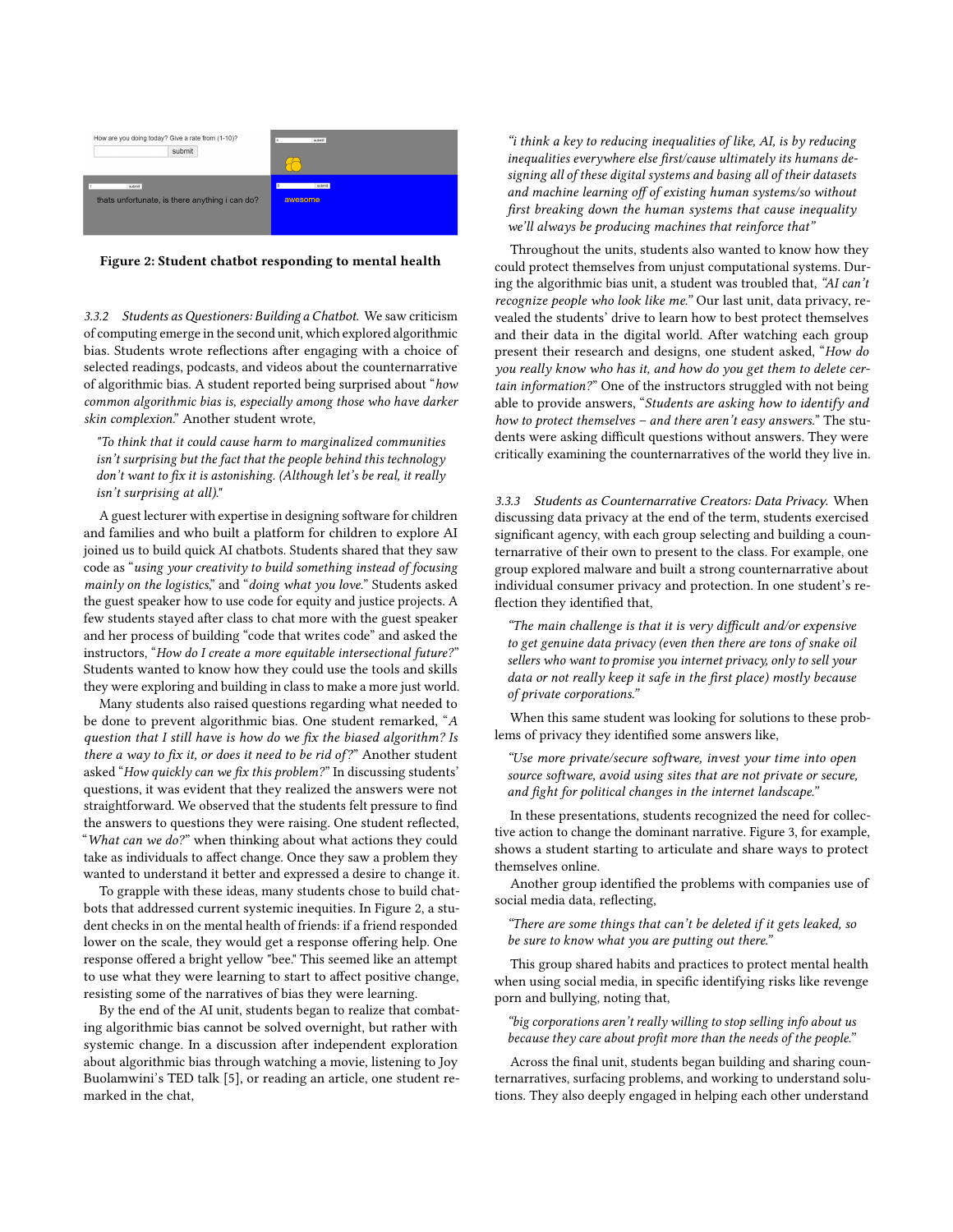Figure 2: Student chatbot responding to mental health

*3.3.2 Students as Questioners: Building a Chatbot.* We saw criticism of computing emerge in the second unit, which explored algorithmic bias. Students wrote reflections after engaging with a choice of selected readings, podcasts, and videos about the counternarrative of algorithmic bias. A student reported being surprised about "*how common algorithmic bias is, especially among those who have darker skin complexion*." Another student wrote,

> *"To think that it could cause harm to marginalized communities isn't surprising but the fact that the people behind this technology don't want to fix it is astonishing. (Although let's be real, it really isn't surprising at all)."*

A guest lecturer with expertise in designing software for children and families and who built a platform for children to explore AI joined us to build quick AI chatbots. Students shared that they saw code as "*using your creativity to build something instead of focusing mainly on the logistics*," and "*doing what you love*." Students asked the guest speaker how to use code for equity and justice projects. A few students stayed after class to chat more with the guest speaker and her process of building "code that writes code" and asked the instructors, "*How do I create a more equitable intersectional future?*" Students wanted to know how they could use the tools and skills they were exploring and building in class to make a more just world.

Many students also raised questions regarding what needed to be done to prevent algorithmic bias. One student remarked, "*A question that I still have is how do we fix the biased algorithm? Is there a way to fix it, or does it need to be rid of?*" Another student asked "*How quickly can we fix this problem?*" In discussing students' questions, it was evident that they realized the answers were not straightforward. We observed that the students felt pressure to find the answers to questions they were raising. One student reflected, "*What can we do?*" when thinking about what actions they could take as individuals to affect change. Once they saw a problem they wanted to understand it better and expressed a desire to change it.

To grapple with these ideas, many students chose to build chatbots that addressed current systemic inequities. In Figure 2, a student checks in on the mental health of friends: if a friend responded lower on the scale, they would get a response offering help. One response offered a bright yellow "bee." This seemed like an attempt to use what they were learning to start to affect positive change, resisting some of the narratives of bias they were learning.

By the end of the AI unit, students began to realize that combating algorithmic bias cannot be solved overnight, but rather with systemic change. In a discussion after independent exploration about algorithmic bias through watching a movie, listening to Joy Buolamwini's TED talk [5], or reading an article, one student remarked in the chat,

> *"i think a key to reducing inequalities of like, AI, is by reducing inequalities everywhere else first/cause ultimately its humans designing all of these digital systems and basing all of their datasets and machine learning off of existing human systems/so without first breaking down the human systems that cause inequality we'll always be producing machines that reinforce that"*

Throughout the units, students also wanted to know how they could protect themselves from unjust computational systems. During the algorithmic bias unit, a student was troubled that, *"AI can't recognize people who look like me."* Our last unit, data privacy, revealed the students' drive to learn how to best protect themselves and their data in the digital world. After watching each group present their research and designs, one student asked, "*How do you really know who has it, and how do you get them to delete certain information?*" One of the instructors struggled with not being able to provide answers, "*Students are asking how to identify and how to protect themselves – and there aren't easy answers.*" The students were asking difficult questions without answers. They were critically examining the counternarratives of the world they live in.

*3.3.3 Students as Counternarrative Creators: Data Privacy.* When discussing data privacy at the end of the term, students exercised significant agency, with each group selecting and building a counternarrative of their own to present to the class. For example, one group explored malware and built a strong counternarrative about individual consumer privacy and protection. In one student's reflection they identified that,

> *"The main challenge is that it is very difficult and/or expensive to get genuine data privacy (even then there are tons of snake oil sellers who want to promise you internet privacy, only to sell your data or not really keep it safe in the first place) mostly because of private corporations."*

When this same student was looking for solutions to these problems of privacy they identified some answers like,

> *"Use more private/secure software, invest your time into open source software, avoid using sites that are not private or secure, and fight for political changes in the internet landscape."*

In these presentations, students recognized the need for collective action to change the dominant narrative. Figure 3, for example, shows a student starting to articulate and share ways to protect themselves online.

Another group identified the problems with companies use of social media data, reflecting,

> *"There are some things that can't be deleted if it gets leaked, so be sure to know what you are putting out there."*

This group shared habits and practices to protect mental health when using social media, in specific identifying risks like revenge porn and bullying, noting that,

> *"big corporations aren't really willing to stop selling info about us because they care about profit more than the needs of the people."*

Across the final unit, students began building and sharing counternarratives, surfacing problems, and working to understand solutions. They also deeply engaged in helping each other understand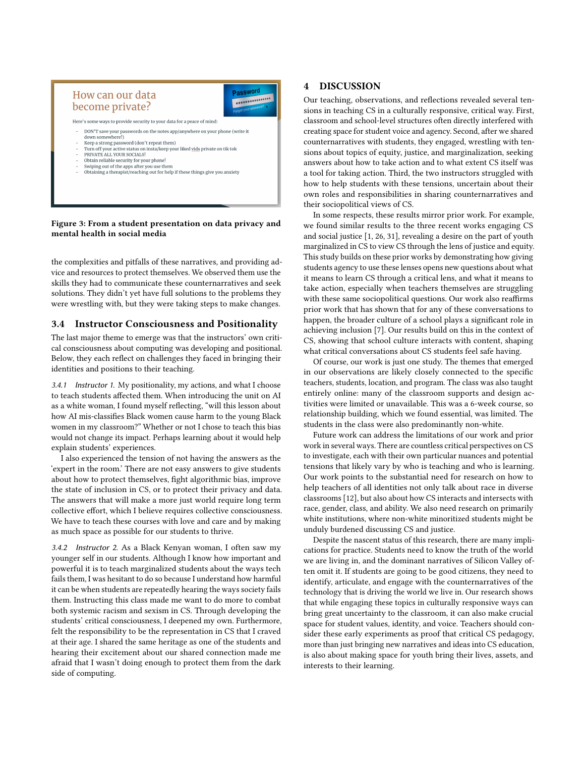How can our data become private?

Here's some ways to provide security to your data for a peace of mind:

- DON'T save your passwords on the notes app/anywhere on your phone (write it down somewhere!)
- Keep a strong password (don't repeat them)
- Turn off your active status on insta/keep your liked vids private on tik tok
- PRIVATE ALL YOUR SOCIALS!
- Obtain reliable security for your phone!
- Swiping out of the apps after you use them
- Obtaining a therapist/reaching out for help if these things give you anxiety

**Figure 3: From a student presentation on data privacy and mental health in social media**

the complexities and pitfalls of these narratives, and providing advice and resources to protect themselves. We observed them use the skills they had to communicate these counternarratives and seek solutions. They didn't yet have full solutions to the problems they were wrestling with, but they were taking steps to make changes.

### 3.4 Instructor Consciousness and Positionality

The last major theme to emerge was that the instructors' own critical consciousness about computing was developing and positional. Below, they each reflect on challenges they faced in bringing their identities and positions to their teaching.

*3.4.1 Instructor 1.* My positionality, my actions, and what I choose to teach students affected them. When introducing the unit on AI as a white woman, I found myself reflecting, "will this lesson about how AI mis-classifies Black women cause harm to the young Black women in my classroom?" Whether or not I chose to teach this bias would not change its impact. Perhaps learning about it would help explain students' experiences.

I also experienced the tension of not having the answers as the 'expert in the room.' There are not easy answers to give students about how to protect themselves, fight algorithmic bias, improve the state of inclusion in CS, or to protect their privacy and data. The answers that will make a more just world require long term collective effort, which I believe requires collective consciousness. We have to teach these courses with love and care and by making as much space as possible for our students to thrive.

*3.4.2 Instructor 2.* As a Black Kenyan woman, I often saw my younger self in our students. Although I know how important and powerful it is to teach marginalized students about the ways tech fails them, I was hesitant to do so because I understand how harmful it can be when students are repeatedly hearing the ways society fails them. Instructing this class made me want to do more to combat both systemic racism and sexism in CS. Through developing the students' critical consciousness, I deepened my own. Furthermore, felt the responsibility to be the representation in CS that I craved at their age. I shared the same heritage as one of the students and hearing their excitement about our shared connection made me afraid that I wasn't doing enough to protect them from the dark side of computing.

## 4 DISCUSSION

Our teaching, observations, and reflections revealed several tensions in teaching CS in a culturally responsive, critical way. First, classroom and school-level structures often directly interfered with creating space for student voice and agency. Second, after we shared counternarratives with students, they engaged, wrestling with tensions about topics of equity, justice, and marginalization, seeking answers about how to take action and to what extent CS itself was a tool for taking action. Third, the two instructors struggled with how to help students with these tensions, uncertain about their own roles and responsibilities in sharing counternarratives and their sociopolitical views of CS.

In some respects, these results mirror prior work. For example, we found similar results to the three recent works engaging CS and social justice [1, 26, 31], revealing a desire on the part of youth marginalized in CS to view CS through the lens of justice and equity. This study builds on these prior works by demonstrating how giving students agency to use these lenses opens new questions about what it means to learn CS through a critical lens, and what it means to take action, especially when teachers themselves are struggling with these same sociopolitical questions. Our work also reaffirms prior work that has shown that for any of these conversations to happen, the broader culture of a school plays a significant role in achieving inclusion [7]. Our results build on this in the context of CS, showing that school culture interacts with content, shaping what critical conversations about CS students feel safe having.

Of course, our work is just one study. The themes that emerged in our observations are likely closely connected to the specific teachers, students, location, and program. The class was also taught entirely online: many of the classroom supports and design activities were limited or unavailable. This was a 6-week course, so relationship building, which we found essential, was limited. The students in the class were also predominantly non-white.

Future work can address the limitations of our work and prior work in several ways. There are countless critical perspectives on CS to investigate, each with their own particular nuances and potential tensions that likely vary by who is teaching and who is learning. Our work points to the substantial need for research on how to help teachers of all identities not only talk about race in diverse classrooms [12], but also about how CS interacts and intersects with race, gender, class, and ability. We also need research on primarily white institutions, where non-white minoritized students might be unduly burdened discussing CS and justice.

Despite the nascent status of this research, there are many implications for practice. Students need to know the truth of the world we are living in, and the dominant narratives of Silicon Valley often omit it. If students are going to be good citizens, they need to identify, articulate, and engage with the counternarratives of the technology that is driving the world we live in. Our research shows that while engaging these topics in culturally responsive ways can bring great uncertainty to the classroom, it can also make crucial space for student values, identity, and voice. Teachers should consider these early experiments as proof that critical CS pedagogy, more than just bringing new narratives and ideas into CS education, is also about making space for youth bring their lives, assets, and interests to their learning.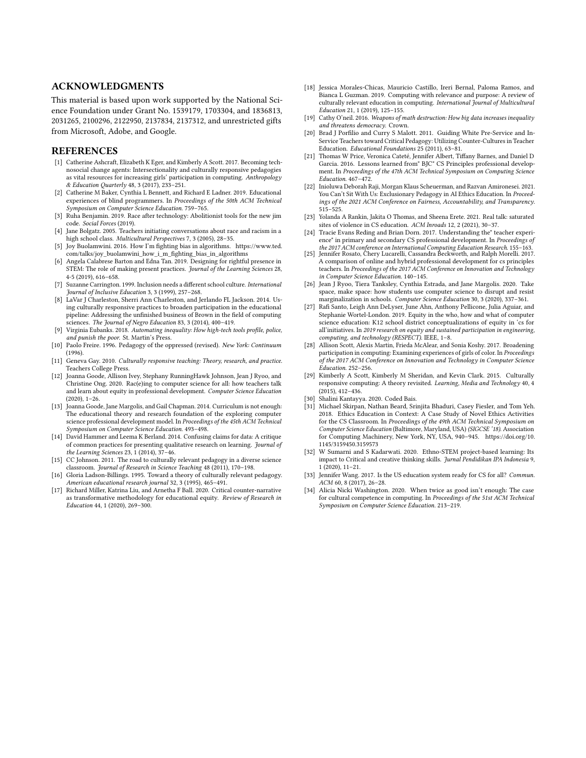## ACKNOWLEDGMENTS

This material is based upon work supported by the National Science Foundation under Grant No. 1539179, 1703304, and 1836813, 2031265, 2100296, 2122950, 2137834, 2137312, and unrestricted gifts from Microsoft, Adobe, and Google.

## REFERENCES

[1] Catherine Ashcraft, Elizabeth K Eger, and Kimberly A Scott. 2017. Becoming technosocial change agents: Intersectionality and culturally responsive pedagogies as vital resources for increasing girls' participation in computing. *Anthropology & Education Quarterly* 48, 3 (2017), 233–251.

[2] Catherine M Baker, Cynthia L Bennett, and Richard E Ladner. 2019. Educational experiences of blind programmers. In *Proceedings of the 50th ACM Technical Symposium on Computer Science Education*. 759–765.

[3] Ruha Benjamin. 2019. Race after technology: Abolitionist tools for the new jim code. *Social Forces* (2019).

[4] Jane Bolgatz. 2005. Teachers initiating conversations about race and racism in a high school class. *Multicultural Perspectives* 7, 3 (2005), 28–35.

[5] Joy Buolamwini. 2016. How I'm fighting bias in algorithms. https://www.ted.com/talks/joy_buolamwini_how_i_m_fighting_bias_in_algorithms

[6] Angela Calabrese Barton and Edna Tan. 2019. Designing for rightful presence in STEM: The role of making present practices. *Journal of the Learning Sciences* 28, 4-5 (2019), 616–658.

[7] Suzanne Carrington. 1999. Inclusion needs a different school culture. *International Journal of Inclusive Education* 3, 3 (1999), 257–268.

[8] LaVar J Charleston, Sherri Ann Charleston, and Jerlando FL Jackson. 2014. Using culturally responsive practices to broaden participation in the educational pipeline: Addressing the unfinished business of Brown in the field of computing sciences. *The Journal of Negro Education* 83, 3 (2014), 400–419.

[9] Virginia Eubanks. 2018. *Automating inequality: How high-tech tools profile, police, and punish the poor.* St. Martin's Press.

[10] Paolo Freire. 1996. Pedagogy of the oppressed (revised). *New York: Continuum* (1996).

[11] Geneva Gay. 2010. *Culturally responsive teaching: Theory, research, and practice.* Teachers College Press.

[12] Joanna Goode, Allison Ivey, Stephany RunningHawk Johnson, Jean J Ryoo, and Christine Ong. 2020. Rac(e)ing to computer science for all: how teachers talk and learn about equity in professional development. *Computer Science Education* (2020), 1–26.

[13] Joanna Goode, Jane Margolis, and Gail Chapman. 2014. Curriculum is not enough: The educational theory and research foundation of the exploring computer science professional development model. In *Proceedings of the 45th ACM Technical Symposium on Computer Science Education*. 493–498.

[14] David Hammer and Leema K Berland. 2014. Confusing claims for data: A critique of common practices for presenting qualitative research on learning. *Journal of the Learning Sciences* 23, 1 (2014), 37–46.

[15] CC Johnson. 2011. The road to culturally relevant pedagogy in a diverse science classroom. *Journal of Research in Science Teaching* 48 (2011), 170–198.

[16] Gloria Ladson-Billings. 1995. Toward a theory of culturally relevant pedagogy. *American educational research journal* 32, 3 (1995), 465–491.

[17] Richard Miller, Katrina Liu, and Arnetha F Ball. 2020. Critical counter-narrative as transformative methodology for educational equity. *Review of Research in Education* 44, 1 (2020), 269–300.

[18] Jessica Morales-Chicas, Mauricio Castillo, Ireri Bernal, Paloma Ramos, and Bianca L Guzman. 2019. Computing with relevance and purpose: A review of culturally relevant education in computing. *International Journal of Multicultural Education* 21, 1 (2019), 125–155.

[19] Cathy O'neil. 2016. *Weapons of math destruction: How big data increases inequality and threatens democracy.* Crown.

[20] Brad J Porfilio and Curry S Malott. 2011. Guiding White Pre-Service and In-Service Teachers toward Critical Pedagogy: Utilizing Counter-Cultures in Teacher Education. *Educational Foundations* 25 (2011), 63–81.

[21] Thomas W Price, Veronica Cateté, Jennifer Albert, Tiffany Barnes, and Daniel D Garcia. 2016. Lessons learned from" BJC" CS Principles professional development. In *Proceedings of the 47th ACM Technical Symposium on Computing Science Education*. 467–472.

[22] Inioluwa Deborah Raji, Morgan Klaus Scheuerman, and Razvan Amironesei. 2021. You Can't Sit With Us: Exclusionary Pedagogy in AI Ethics Education. In *Proceedings of the 2021 ACM Conference on Fairness, Accountability, and Transparency*. 515–525.

[23] Yolanda A Rankin, Jakita O Thomas, and Sheena Erete. 2021. Real talk: saturated sites of violence in CS education. *ACM Inroads* 12, 2 (2021), 30–37.

[24] Tracie Evans Reding and Brian Dorn. 2017. Understanding the" teacher experience" in primary and secondary CS professional development. In *Proceedings of the 2017 ACM conference on International Computing Education Research*. 155–163.

[25] Jennifer Rosato, Chery Lucarelli, Cassandra Beckworth, and Ralph Morelli. 2017. A comparison of online and hybrid professional development for cs principles teachers. In *Proceedings of the 2017 ACM Conference on Innovation and Technology in Computer Science Education*. 140–145.

[26] Jean J Ryoo, Tiera Tanksley, Cynthia Estrada, and Jane Margolis. 2020. Take space, make space: how students use computer science to disrupt and resist marginalization in schools. *Computer Science Education* 30, 3 (2020), 337–361.

[27] Rafi Santo, Leigh Ann DeLyser, June Ahn, Anthony Pellicone, Julia Aguiar, and Stephanie Wortel-London. 2019. Equity in the who, how and what of computer science education: K12 school district conceptualizations of equity in 'cs for all'initiatives. In *2019 research on equity and sustained participation in engineering, computing, and technology (RESPECT)*. IEEE, 1–8.

[28] Allison Scott, Alexis Martin, Frieda McAlear, and Sonia Koshy. 2017. Broadening participation in computing: Examining experiences of girls of color. In *Proceedings of the 2017 ACM Conference on Innovation and Technology in Computer Science Education*. 252–256.

[29] Kimberly A Scott, Kimberly M Sheridan, and Kevin Clark. 2015. Culturally responsive computing: A theory revisited. *Learning, Media and Technology* 40, 4 (2015), 412–436.

[30] Shalini Kantayya. 2020. Coded Bais.

[31] Michael Skirpan, Nathan Beard, Srinjita Bhaduri, Casey Fiesler, and Tom Yeh. 2018. Ethics Education in Context: A Case Study of Novel Ethics Activities for the CS Classroom. In *Proceedings of the 49th ACM Technical Symposium on Computer Science Education* (Baltimore, Maryland, USA) *(SIGCSE '18)*. Association for Computing Machinery, New York, NY, USA, 940–945. https://doi.org/10.1145/3159450.3159573

[32] W Sumarni and S Kadarwati. 2020. Ethno-STEM project-based learning: Its impact to critical and creative thinking skills. *Jurnal Pendidikan IPA Indonesia* 9, 1 (2020), 11–21.

[33] Jennifer Wang. 2017. Is the US education system ready for CS for all? *Commun. ACM* 60, 8 (2017), 26–28.

[34] Alicia Nicki Washington. 2020. When twice as good isn't enough: The case for cultural competence in computing. In *Proceedings of the 51st ACM Technical Symposium on Computer Science Education*. 213–219.